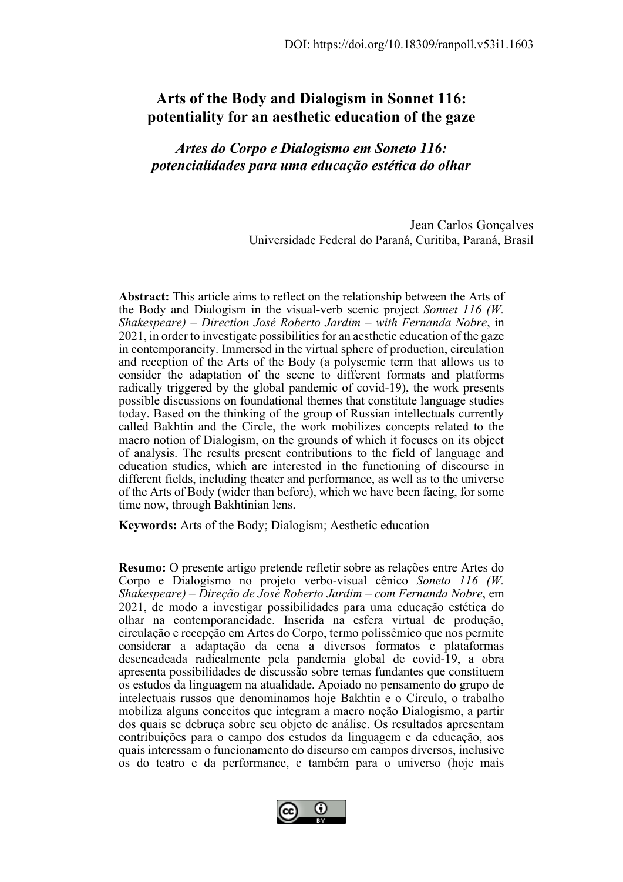DOI: https://doi.org/10.18309/ranpoll.v53i1.1603

# Arts of the Body and Dialogism in Sonnet 116: potentiality for an aesthetic education of the gaze

## *Artes do Corpo e Dialogismo em Soneto 116: potencialidades para uma educação estética do olhar*

Jean Carlos Gonçalves
Universidade Federal do Paraná, Curitiba, Paraná, Brasil

**Abstract:** This article aims to reflect on the relationship between the Arts of the Body and Dialogism in the visual-verb scenic project *Sonnet 116 (W. Shakespeare) – Direction José Roberto Jardim – with Fernanda Nobre*, in 2021, in order to investigate possibilities for an aesthetic education of the gaze in contemporaneity. Immersed in the virtual sphere of production, circulation and reception of the Arts of the Body (a polysemic term that allows us to consider the adaptation of the scene to different formats and platforms radically triggered by the global pandemic of covid-19), the work presents possible discussions on foundational themes that constitute language studies today. Based on the thinking of the group of Russian intellectuals currently called Bakhtin and the Circle, the work mobilizes concepts related to the macro notion of Dialogism, on the grounds of which it focuses on its object of analysis. The results present contributions to the field of language and education studies, which are interested in the functioning of discourse in different fields, including theater and performance, as well as to the universe of the Arts of Body (wider than before), which we have been facing, for some time now, through Bakhtinian lens.

**Keywords:** Arts of the Body; Dialogism; Aesthetic education

**Resumo:** O presente artigo pretende refletir sobre as relações entre Artes do Corpo e Dialogismo no projeto verbo-visual cênico *Soneto 116 (W. Shakespeare) – Direção de José Roberto Jardim – com Fernanda Nobre*, em 2021, de modo a investigar possibilidades para uma educação estética do olhar na contemporaneidade. Inserida na esfera virtual de produção, circulação e recepção em Artes do Corpo, termo polissêmico que nos permite considerar a adaptação da cena a diversos formatos e plataformas desencadeada radicalmente pela pandemia global de covid-19, a obra apresenta possibilidades de discussão sobre temas fundantes que constituem os estudos da linguagem na atualidade. Apoiado no pensamento do grupo de intelectuais russos que denominamos hoje Bakhtin e o Círculo, o trabalho mobiliza alguns conceitos que integram a macro noção Dialogismo, a partir dos quais se debruça sobre seu objeto de análise. Os resultados apresentam contribuições para o campo dos estudos da linguagem e da educação, aos quais interessam o funcionamento do discurso em campos diversos, inclusive os do teatro e da performance, e também para o universo (hoje mais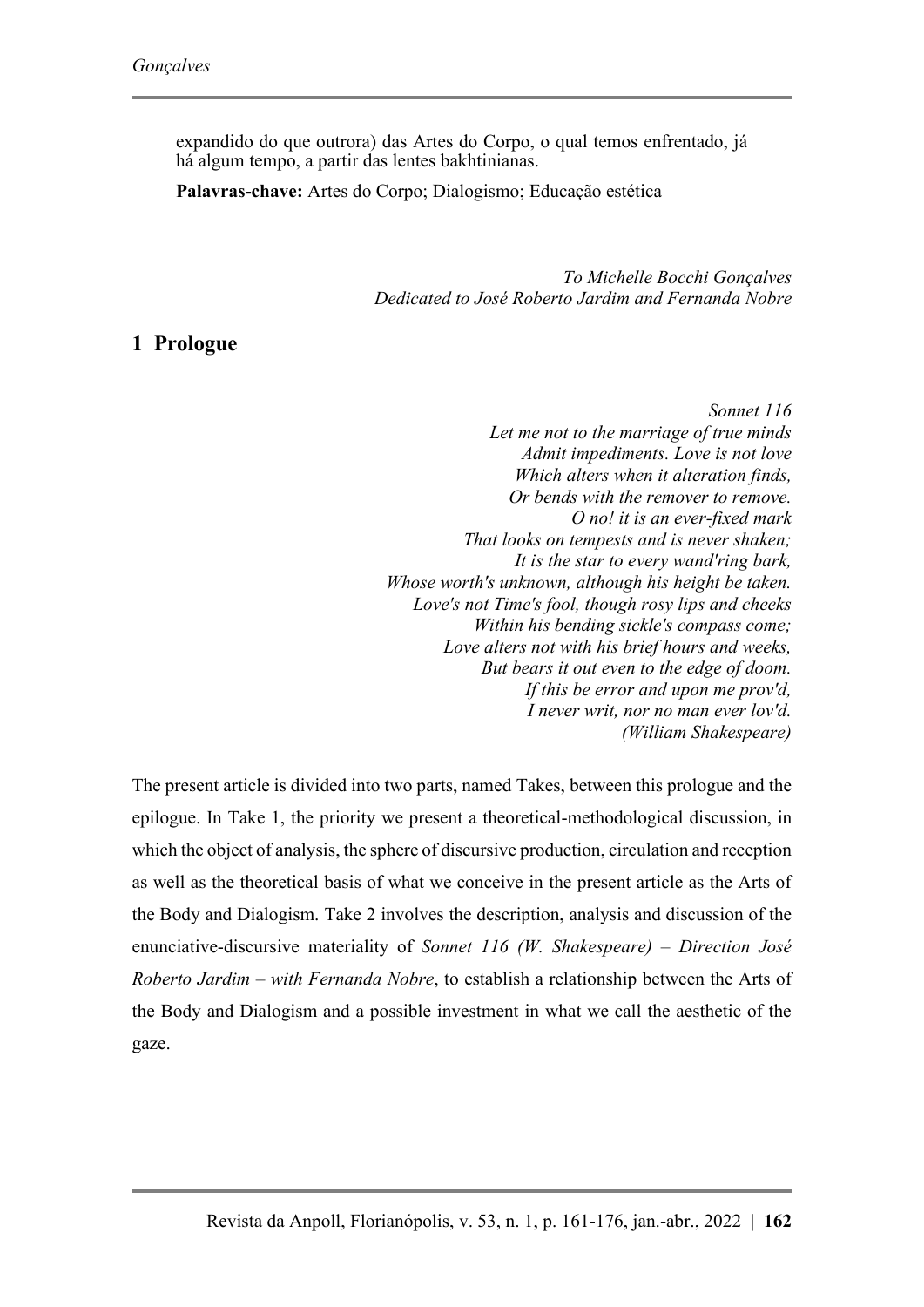expandido do que outrora) das Artes do Corpo, o qual temos enfrentado, já há algum tempo, a partir das lentes bakhtinianas.

**Palavras-chave:** Artes do Corpo; Dialogismo; Educação estética

*To Michelle Bocchi Gonçalves*
*Dedicated to José Roberto Jardim and Fernanda Nobre*

## 1 Prologue

*Sonnet 116*
*Let me not to the marriage of true minds*
*Admit impediments. Love is not love*
*Which alters when it alteration finds,*
*Or bends with the remover to remove.*
*O no! it is an ever-fixed mark*
*That looks on tempests and is never shaken;*
*It is the star to every wand'ring bark,*
*Whose worth's unknown, although his height be taken.*
*Love's not Time's fool, though rosy lips and cheeks*
*Within his bending sickle's compass come;*
*Love alters not with his brief hours and weeks,*
*But bears it out even to the edge of doom.*
*If this be error and upon me prov'd,*
*I never writ, nor no man ever lov'd.*
*(William Shakespeare)*

The present article is divided into two parts, named Takes, between this prologue and the epilogue. In Take 1, the priority we present a theoretical-methodological discussion, in which the object of analysis, the sphere of discursive production, circulation and reception as well as the theoretical basis of what we conceive in the present article as the Arts of the Body and Dialogism. Take 2 involves the description, analysis and discussion of the enunciative-discursive materiality of *Sonnet 116 (W. Shakespeare) – Direction José Roberto Jardim – with Fernanda Nobre*, to establish a relationship between the Arts of the Body and Dialogism and a possible investment in what we call the aesthetic of the gaze.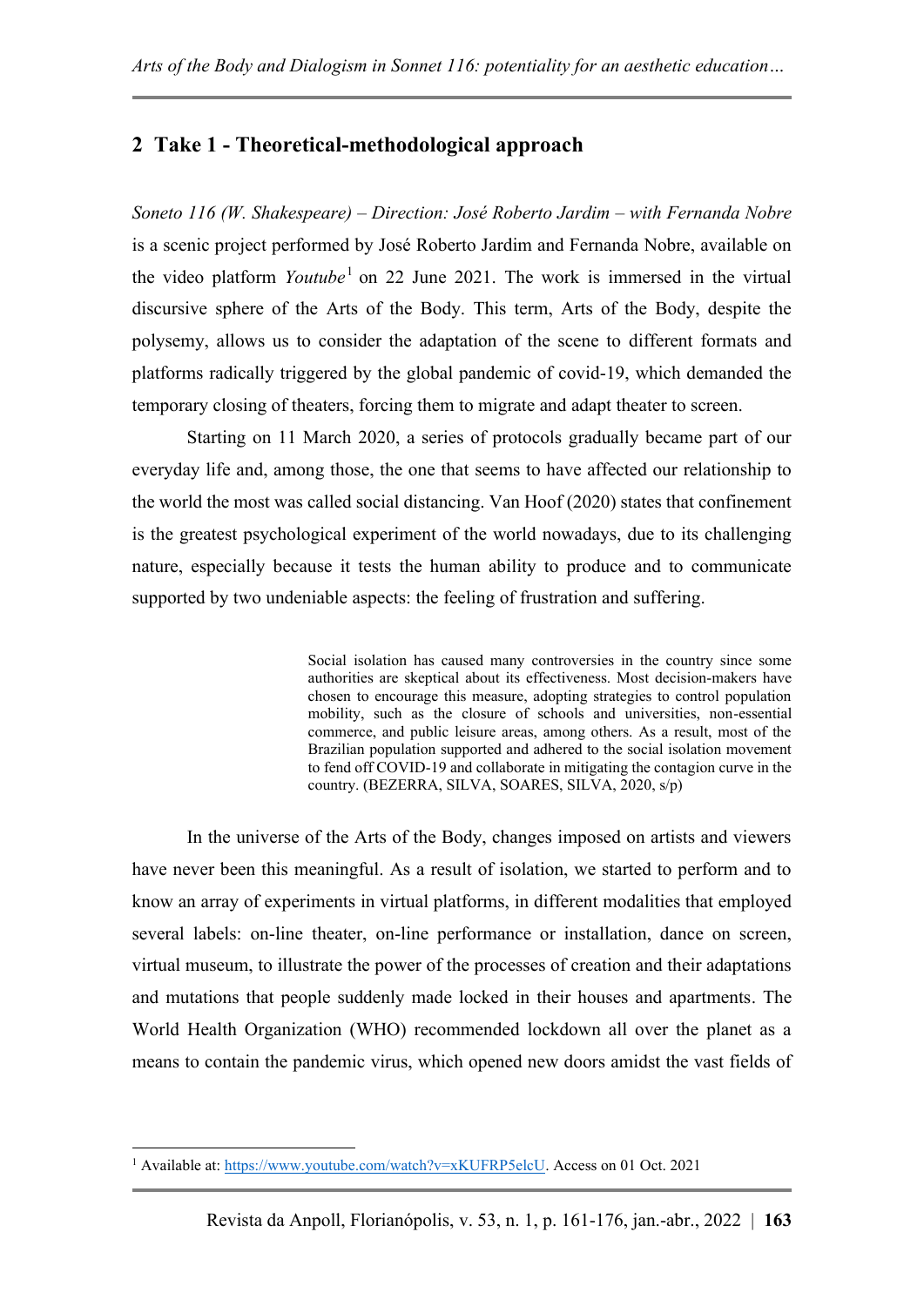## 2 Take 1 - Theoretical-methodological approach

*Soneto 116 (W. Shakespeare) – Direction: José Roberto Jardim – with Fernanda Nobre* is a scenic project performed by José Roberto Jardim and Fernanda Nobre, available on the video platform *Youtube*[1] on 22 June 2021. The work is immersed in the virtual discursive sphere of the Arts of the Body. This term, Arts of the Body, despite the polysemy, allows us to consider the adaptation of the scene to different formats and platforms radically triggered by the global pandemic of covid-19, which demanded the temporary closing of theaters, forcing them to migrate and adapt theater to screen.

Starting on 11 March 2020, a series of protocols gradually became part of our everyday life and, among those, the one that seems to have affected our relationship to the world the most was called social distancing. Van Hoof (2020) states that confinement is the greatest psychological experiment of the world nowadays, due to its challenging nature, especially because it tests the human ability to produce and to communicate supported by two undeniable aspects: the feeling of frustration and suffering.

> Social isolation has caused many controversies in the country since some authorities are skeptical about its effectiveness. Most decision-makers have chosen to encourage this measure, adopting strategies to control population mobility, such as the closure of schools and universities, non-essential commerce, and public leisure areas, among others. As a result, most of the Brazilian population supported and adhered to the social isolation movement to fend off COVID-19 and collaborate in mitigating the contagion curve in the country. (BEZERRA, SILVA, SOARES, SILVA, 2020, s/p)

In the universe of the Arts of the Body, changes imposed on artists and viewers have never been this meaningful. As a result of isolation, we started to perform and to know an array of experiments in virtual platforms, in different modalities that employed several labels: on-line theater, on-line performance or installation, dance on screen, virtual museum, to illustrate the power of the processes of creation and their adaptations and mutations that people suddenly made locked in their houses and apartments. The World Health Organization (WHO) recommended lockdown all over the planet as a means to contain the pandemic virus, which opened new doors amidst the vast fields of

---

[1] Available at: https://www.youtube.com/watch?v=xKUFRP5elcU. Access on 01 Oct. 2021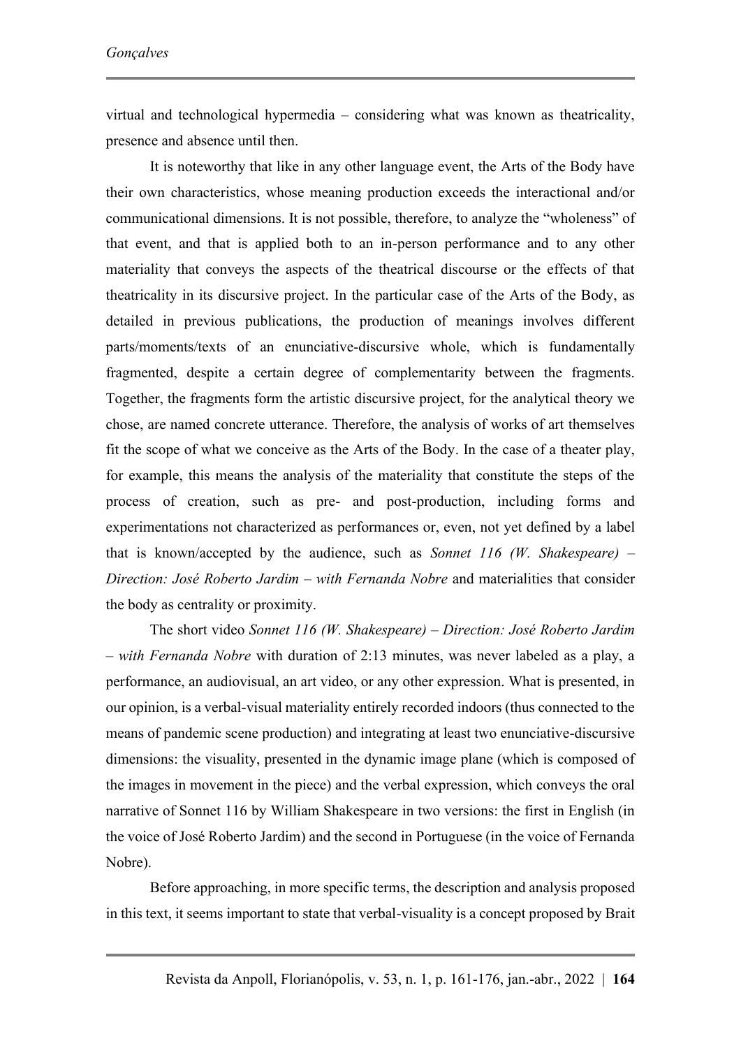virtual and technological hypermedia – considering what was known as theatricality, presence and absence until then.

It is noteworthy that like in any other language event, the Arts of the Body have their own characteristics, whose meaning production exceeds the interactional and/or communicational dimensions. It is not possible, therefore, to analyze the "wholeness" of that event, and that is applied both to an in-person performance and to any other materiality that conveys the aspects of the theatrical discourse or the effects of that theatricality in its discursive project. In the particular case of the Arts of the Body, as detailed in previous publications, the production of meanings involves different parts/moments/texts of an enunciative-discursive whole, which is fundamentally fragmented, despite a certain degree of complementarity between the fragments. Together, the fragments form the artistic discursive project, for the analytical theory we chose, are named concrete utterance. Therefore, the analysis of works of art themselves fit the scope of what we conceive as the Arts of the Body. In the case of a theater play, for example, this means the analysis of the materiality that constitute the steps of the process of creation, such as pre- and post-production, including forms and experimentations not characterized as performances or, even, not yet defined by a label that is known/accepted by the audience, such as *Sonnet 116 (W. Shakespeare) – Direction: José Roberto Jardim – with Fernanda Nobre* and materialities that consider the body as centrality or proximity.

The short video *Sonnet 116 (W. Shakespeare) – Direction: José Roberto Jardim – with Fernanda Nobre* with duration of 2:13 minutes, was never labeled as a play, a performance, an audiovisual, an art video, or any other expression. What is presented, in our opinion, is a verbal-visual materiality entirely recorded indoors (thus connected to the means of pandemic scene production) and integrating at least two enunciative-discursive dimensions: the visuality, presented in the dynamic image plane (which is composed of the images in movement in the piece) and the verbal expression, which conveys the oral narrative of Sonnet 116 by William Shakespeare in two versions: the first in English (in the voice of José Roberto Jardim) and the second in Portuguese (in the voice of Fernanda Nobre).

Before approaching, in more specific terms, the description and analysis proposed in this text, it seems important to state that verbal-visuality is a concept proposed by Brait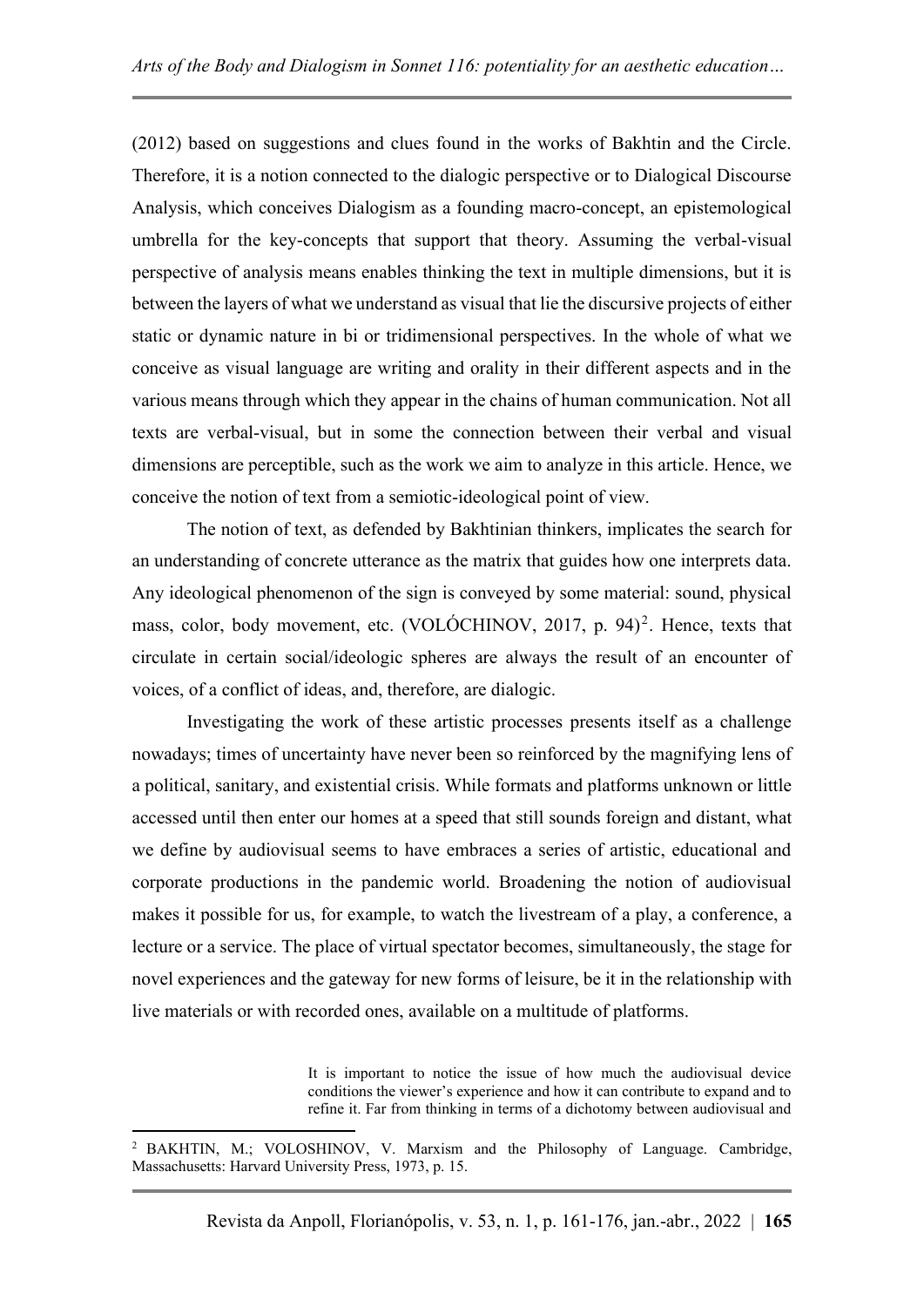(2012) based on suggestions and clues found in the works of Bakhtin and the Circle. Therefore, it is a notion connected to the dialogic perspective or to Dialogical Discourse Analysis, which conceives Dialogism as a founding macro-concept, an epistemological umbrella for the key-concepts that support that theory. Assuming the verbal-visual perspective of analysis means enables thinking the text in multiple dimensions, but it is between the layers of what we understand as visual that lie the discursive projects of either static or dynamic nature in bi or tridimensional perspectives. In the whole of what we conceive as visual language are writing and orality in their different aspects and in the various means through which they appear in the chains of human communication. Not all texts are verbal-visual, but in some the connection between their verbal and visual dimensions are perceptible, such as the work we aim to analyze in this article. Hence, we conceive the notion of text from a semiotic-ideological point of view.

The notion of text, as defended by Bakhtinian thinkers, implicates the search for an understanding of concrete utterance as the matrix that guides how one interprets data. Any ideological phenomenon of the sign is conveyed by some material: sound, physical mass, color, body movement, etc. (VOLÓCHINOV, 2017, p. 94)[2]. Hence, texts that circulate in certain social/ideologic spheres are always the result of an encounter of voices, of a conflict of ideas, and, therefore, are dialogic.

Investigating the work of these artistic processes presents itself as a challenge nowadays; times of uncertainty have never been so reinforced by the magnifying lens of a political, sanitary, and existential crisis. While formats and platforms unknown or little accessed until then enter our homes at a speed that still sounds foreign and distant, what we define by audiovisual seems to have embraces a series of artistic, educational and corporate productions in the pandemic world. Broadening the notion of audiovisual makes it possible for us, for example, to watch the livestream of a play, a conference, a lecture or a service. The place of virtual spectator becomes, simultaneously, the stage for novel experiences and the gateway for new forms of leisure, be it in the relationship with live materials or with recorded ones, available on a multitude of platforms.

> It is important to notice the issue of how much the audiovisual device conditions the viewer's experience and how it can contribute to expand and to refine it. Far from thinking in terms of a dichotomy between audiovisual and

[2] BAKHTIN, M.; VOLOSHINOV, V. Marxism and the Philosophy of Language. Cambridge, Massachusetts: Harvard University Press, 1973, p. 15.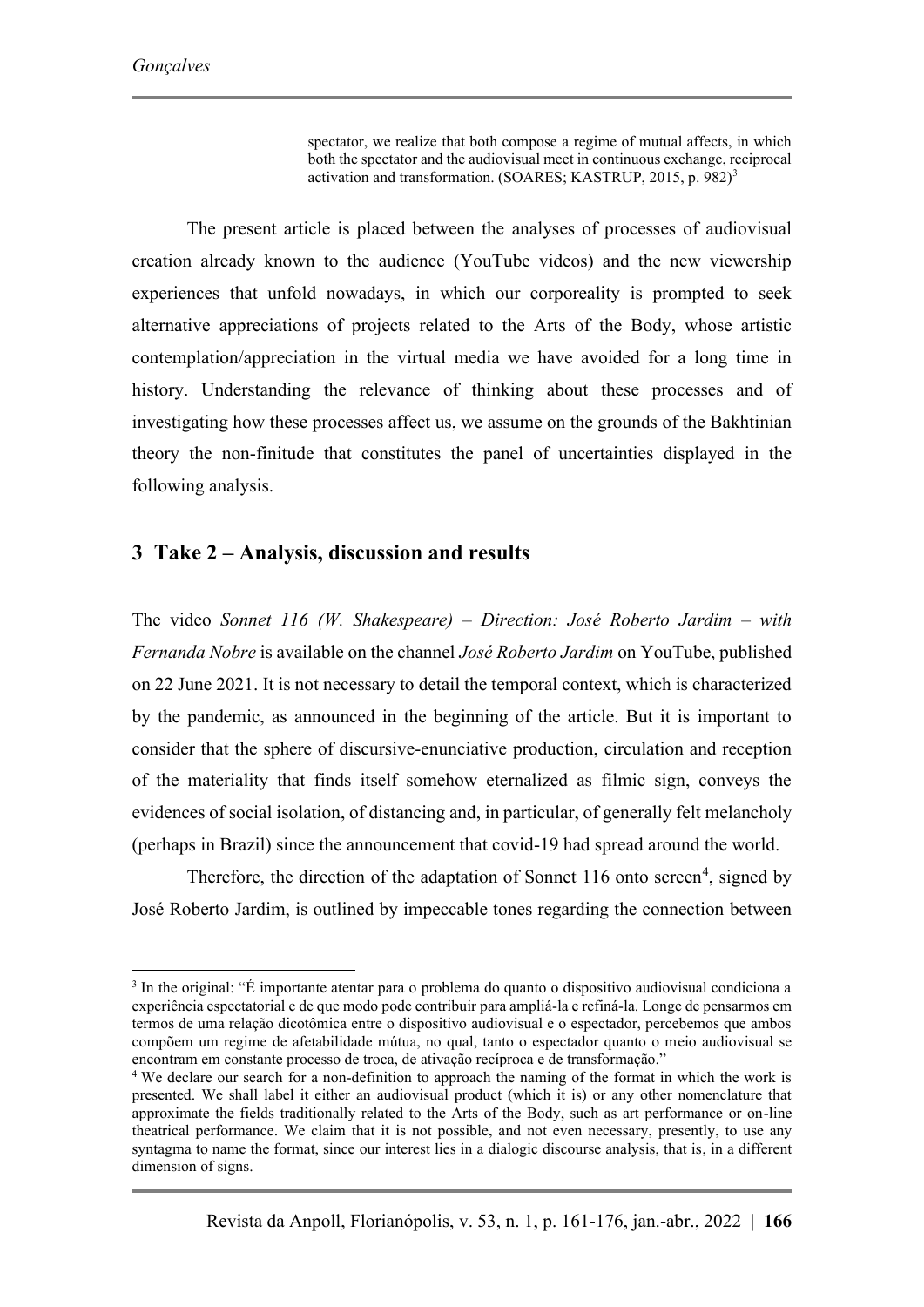> spectator, we realize that both compose a regime of mutual affects, in which both the spectator and the audiovisual meet in continuous exchange, reciprocal activation and transformation. (SOARES; KASTRUP, 2015, p. 982)[3]

The present article is placed between the analyses of processes of audiovisual creation already known to the audience (YouTube videos) and the new viewership experiences that unfold nowadays, in which our corporeality is prompted to seek alternative appreciations of projects related to the Arts of the Body, whose artistic contemplation/appreciation in the virtual media we have avoided for a long time in history. Understanding the relevance of thinking about these processes and of investigating how these processes affect us, we assume on the grounds of the Bakhtinian theory the non-finitude that constitutes the panel of uncertainties displayed in the following analysis.

## 3 Take 2 – Analysis, discussion and results

The video *Sonnet 116 (W. Shakespeare) – Direction: José Roberto Jardim – with Fernanda Nobre* is available on the channel *José Roberto Jardim* on YouTube, published on 22 June 2021. It is not necessary to detail the temporal context, which is characterized by the pandemic, as announced in the beginning of the article. But it is important to consider that the sphere of discursive-enunciative production, circulation and reception of the materiality that finds itself somehow eternalized as filmic sign, conveys the evidences of social isolation, of distancing and, in particular, of generally felt melancholy (perhaps in Brazil) since the announcement that covid-19 had spread around the world.

Therefore, the direction of the adaptation of Sonnet 116 onto screen[4], signed by José Roberto Jardim, is outlined by impeccable tones regarding the connection between

---

[3] In the original: "É importante atentar para o problema do quanto o dispositivo audiovisual condiciona a experiência espectatorial e de que modo pode contribuir para ampliá-la e refiná-la. Longe de pensarmos em termos de uma relação dicotômica entre o dispositivo audiovisual e o espectador, percebemos que ambos compõem um regime de afetabilidade mútua, no qual, tanto o espectador quanto o meio audiovisual se encontram em constante processo de troca, de ativação recíproca e de transformação."

[4] We declare our search for a non-definition to approach the naming of the format in which the work is presented. We shall label it either an audiovisual product (which it is) or any other nomenclature that approximate the fields traditionally related to the Arts of the Body, such as art performance or on-line theatrical performance. We claim that it is not possible, and not even necessary, presently, to use any syntagma to name the format, since our interest lies in a dialogic discourse analysis, that is, in a different dimension of signs.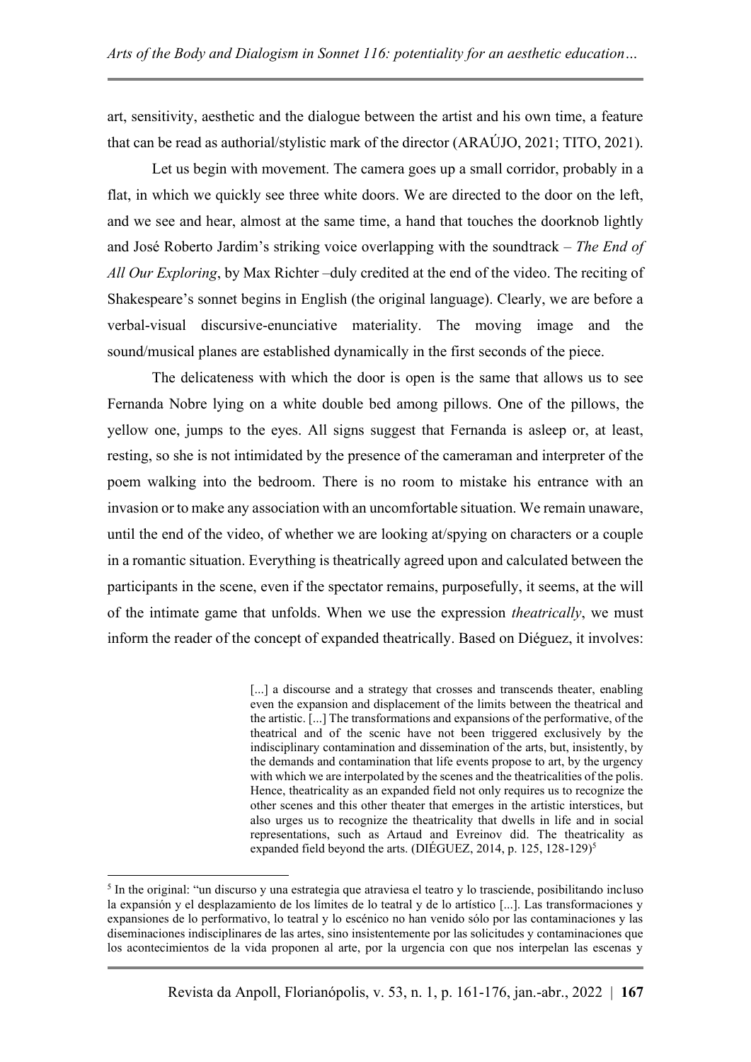art, sensitivity, aesthetic and the dialogue between the artist and his own time, a feature that can be read as authorial/stylistic mark of the director (ARAÚJO, 2021; TITO, 2021).

Let us begin with movement. The camera goes up a small corridor, probably in a flat, in which we quickly see three white doors. We are directed to the door on the left, and we see and hear, almost at the same time, a hand that touches the doorknob lightly and José Roberto Jardim's striking voice overlapping with the soundtrack – *The End of All Our Exploring*, by Max Richter –duly credited at the end of the video. The reciting of Shakespeare's sonnet begins in English (the original language). Clearly, we are before a verbal-visual discursive-enunciative materiality. The moving image and the sound/musical planes are established dynamically in the first seconds of the piece.

The delicateness with which the door is open is the same that allows us to see Fernanda Nobre lying on a white double bed among pillows. One of the pillows, the yellow one, jumps to the eyes. All signs suggest that Fernanda is asleep or, at least, resting, so she is not intimidated by the presence of the cameraman and interpreter of the poem walking into the bedroom. There is no room to mistake his entrance with an invasion or to make any association with an uncomfortable situation. We remain unaware, until the end of the video, of whether we are looking at/spying on characters or a couple in a romantic situation. Everything is theatrically agreed upon and calculated between the participants in the scene, even if the spectator remains, purposefully, it seems, at the will of the intimate game that unfolds. When we use the expression *theatrically*, we must inform the reader of the concept of expanded theatrically. Based on Diéguez, it involves:

> [...] a discourse and a strategy that crosses and transcends theater, enabling even the expansion and displacement of the limits between the theatrical and the artistic. [...] The transformations and expansions of the performative, of the theatrical and of the scenic have not been triggered exclusively by the indisciplinary contamination and dissemination of the arts, but, insistently, by the demands and contamination that life events propose to art, by the urgency with which we are interpolated by the scenes and the theatricalities of the polis. Hence, theatricality as an expanded field not only requires us to recognize the other scenes and this other theater that emerges in the artistic interstices, but also urges us to recognize the theatricality that dwells in life and in social representations, such as Artaud and Evreinov did. The theatricality as expanded field beyond the arts. (DIÉGUEZ, 2014, p. 125, 128-129)[5]

[5] In the original: "un discurso y una estrategia que atraviesa el teatro y lo trasciende, posibilitando incluso la expansión y el desplazamiento de los límites de lo teatral y de lo artístico [...]. Las transformaciones y expansiones de lo performativo, lo teatral y lo escénico no han venido sólo por las contaminaciones y las diseminaciones indisciplinares de las artes, sino insistentemente por las solicitudes y contaminaciones que los acontecimientos de la vida proponen al arte, por la urgencia con que nos interpelan las escenas y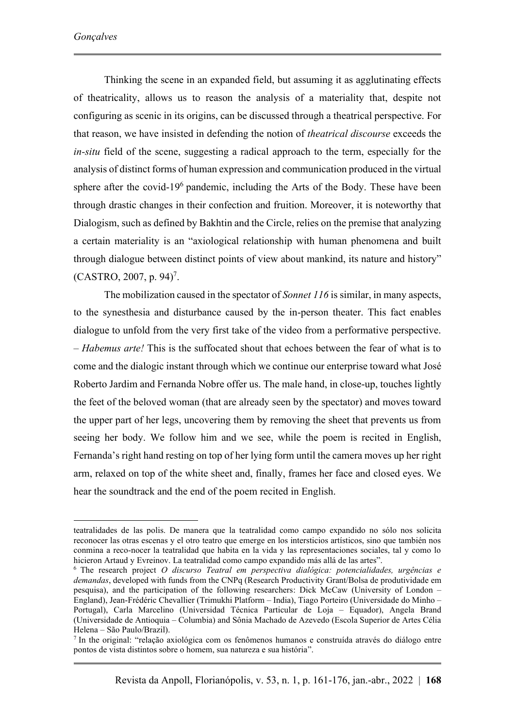Thinking the scene in an expanded field, but assuming it as agglutinating effects of theatricality, allows us to reason the analysis of a materiality that, despite not configuring as scenic in its origins, can be discussed through a theatrical perspective. For that reason, we have insisted in defending the notion of *theatrical discourse* exceeds the *in-situ* field of the scene, suggesting a radical approach to the term, especially for the analysis of distinct forms of human expression and communication produced in the virtual sphere after the covid-19[6] pandemic, including the Arts of the Body. These have been through drastic changes in their confection and fruition. Moreover, it is noteworthy that Dialogism, such as defined by Bakhtin and the Circle, relies on the premise that analyzing a certain materiality is an "axiological relationship with human phenomena and built through dialogue between distinct points of view about mankind, its nature and history" (CASTRO, 2007, p. 94)[7].

The mobilization caused in the spectator of *Sonnet 116* is similar, in many aspects, to the synesthesia and disturbance caused by the in-person theater. This fact enables dialogue to unfold from the very first take of the video from a performative perspective. – *Habemus arte!* This is the suffocated shout that echoes between the fear of what is to come and the dialogic instant through which we continue our enterprise toward what José Roberto Jardim and Fernanda Nobre offer us. The male hand, in close-up, touches lightly the feet of the beloved woman (that are already seen by the spectator) and moves toward the upper part of her legs, uncovering them by removing the sheet that prevents us from seeing her body. We follow him and we see, while the poem is recited in English, Fernanda's right hand resting on top of her lying form until the camera moves up her right arm, relaxed on top of the white sheet and, finally, frames her face and closed eyes. We hear the soundtrack and the end of the poem recited in English.

---

teatralidades de las polis. De manera que la teatralidad como campo expandido no sólo nos solicita reconocer las otras escenas y el otro teatro que emerge en los intersticios artísticos, sino que también nos conmina a reco-nocer la teatralidad que habita en la vida y las representaciones sociales, tal y como lo hicieron Artaud y Evreinov. La teatralidad como campo expandido más allá de las artes".

[6] The research project *O discurso Teatral em perspectiva dialógica: potencialidades, urgências e demandas*, developed with funds from the CNPq (Research Productivity Grant/Bolsa de produtividade em pesquisa), and the participation of the following researchers: Dick McCaw (University of London – England), Jean-Frédéric Chevallier (Trimukhi Platform – India), Tiago Porteiro (Universidade do Minho – Portugal), Carla Marcelino (Universidad Técnica Particular de Loja – Equador), Angela Brand (Universidade de Antioquia – Columbia) and Sônia Machado de Azevedo (Escola Superior de Artes Célia Helena – São Paulo/Brazil).

[7] In the original: "relação axiológica com os fenômenos humanos e construída através do diálogo entre pontos de vista distintos sobre o homem, sua natureza e sua história".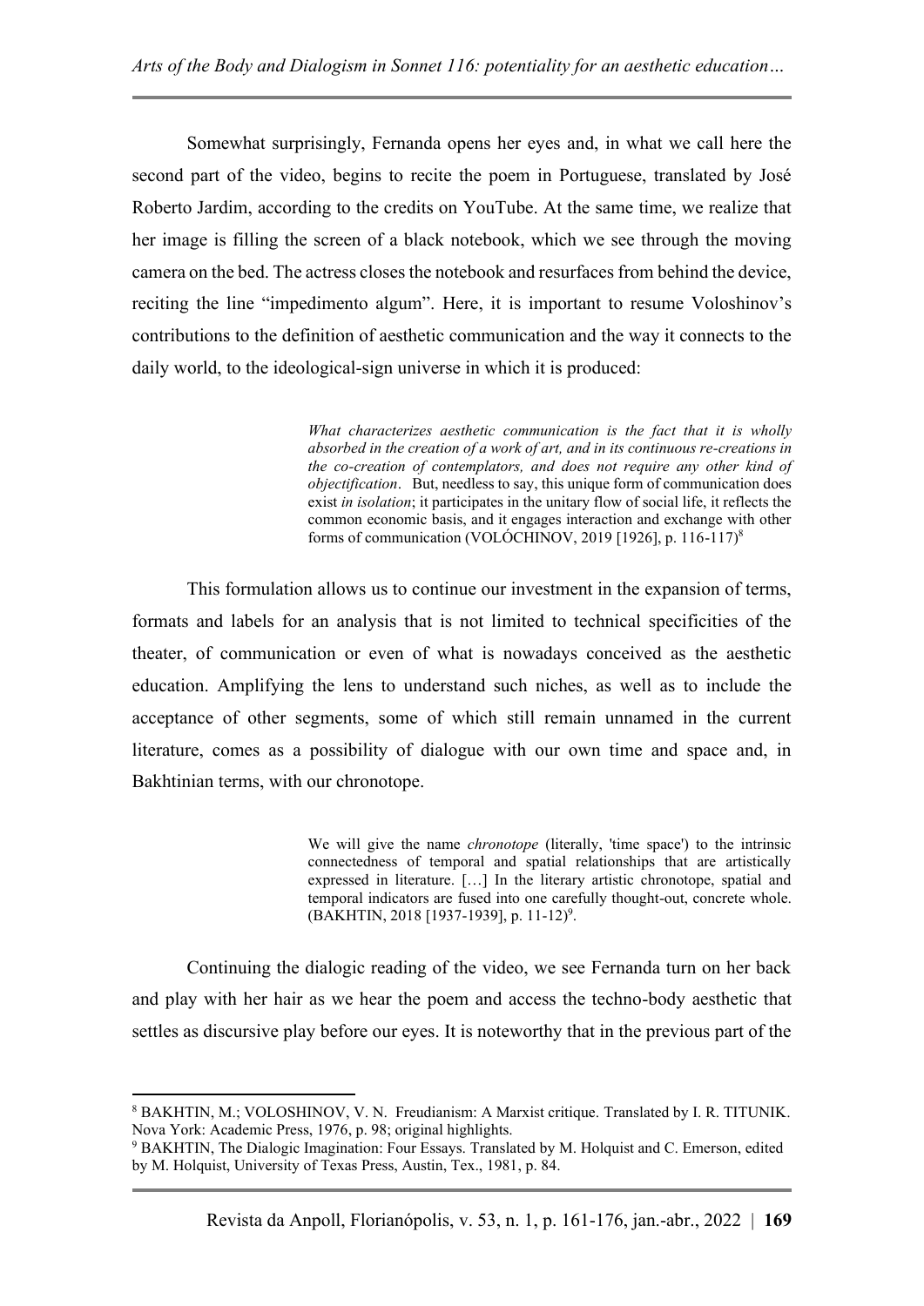Somewhat surprisingly, Fernanda opens her eyes and, in what we call here the second part of the video, begins to recite the poem in Portuguese, translated by José Roberto Jardim, according to the credits on YouTube. At the same time, we realize that her image is filling the screen of a black notebook, which we see through the moving camera on the bed. The actress closes the notebook and resurfaces from behind the device, reciting the line "impedimento algum". Here, it is important to resume Voloshinov's contributions to the definition of aesthetic communication and the way it connects to the daily world, to the ideological-sign universe in which it is produced:

> *What characterizes aesthetic communication is the fact that it is wholly absorbed in the creation of a work of art, and in its continuous re-creations in the co-creation of contemplators, and does not require any other kind of objectification*. But, needless to say, this unique form of communication does exist *in isolation*; it participates in the unitary flow of social life, it reflects the common economic basis, and it engages interaction and exchange with other forms of communication (VOLÓCHINOV, 2019 [1926], p. 116-117)[8]

This formulation allows us to continue our investment in the expansion of terms, formats and labels for an analysis that is not limited to technical specificities of the theater, of communication or even of what is nowadays conceived as the aesthetic education. Amplifying the lens to understand such niches, as well as to include the acceptance of other segments, some of which still remain unnamed in the current literature, comes as a possibility of dialogue with our own time and space and, in Bakhtinian terms, with our chronotope.

> We will give the name *chronotope* (literally, 'time space') to the intrinsic connectedness of temporal and spatial relationships that are artistically expressed in literature. […] In the literary artistic chronotope, spatial and temporal indicators are fused into one carefully thought-out, concrete whole. (BAKHTIN, 2018 [1937-1939], p. 11-12)[9].

Continuing the dialogic reading of the video, we see Fernanda turn on her back and play with her hair as we hear the poem and access the techno-body aesthetic that settles as discursive play before our eyes. It is noteworthy that in the previous part of the

---

[8] BAKHTIN, M.; VOLOSHINOV, V. N. Freudianism: A Marxist critique. Translated by I. R. TITUNIK. Nova York: Academic Press, 1976, p. 98; original highlights.

[9] BAKHTIN, The Dialogic Imagination: Four Essays. Translated by M. Holquist and C. Emerson, edited by M. Holquist, University of Texas Press, Austin, Tex., 1981, p. 84.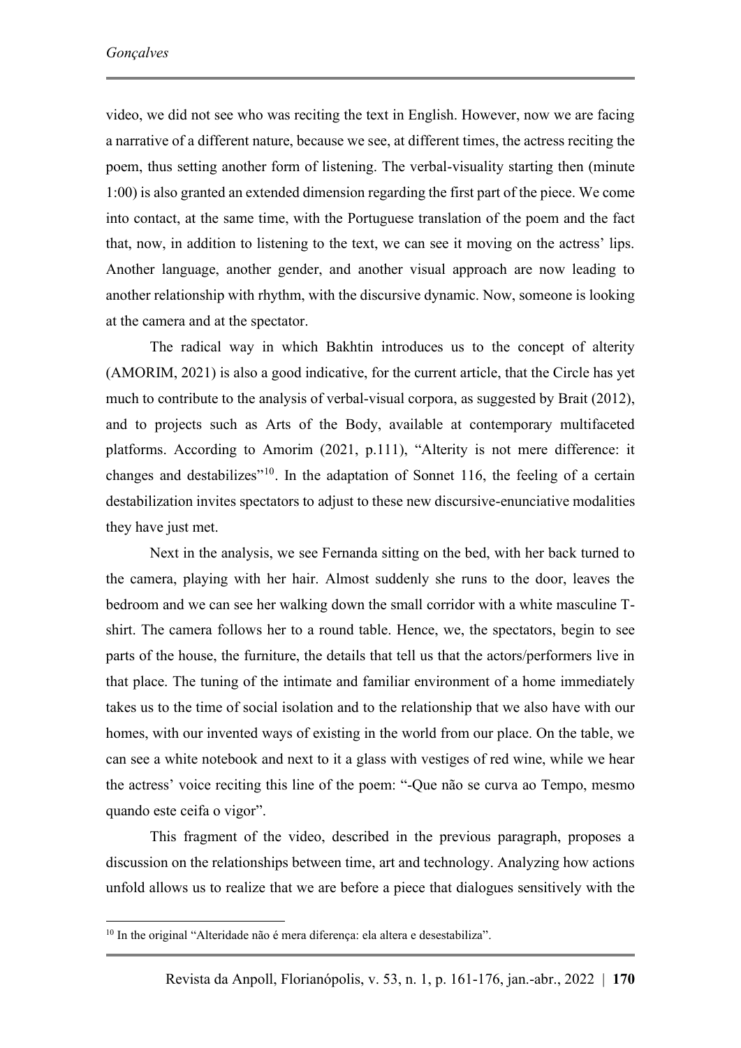video, we did not see who was reciting the text in English. However, now we are facing a narrative of a different nature, because we see, at different times, the actress reciting the poem, thus setting another form of listening. The verbal-visuality starting then (minute 1:00) is also granted an extended dimension regarding the first part of the piece. We come into contact, at the same time, with the Portuguese translation of the poem and the fact that, now, in addition to listening to the text, we can see it moving on the actress' lips. Another language, another gender, and another visual approach are now leading to another relationship with rhythm, with the discursive dynamic. Now, someone is looking at the camera and at the spectator.

The radical way in which Bakhtin introduces us to the concept of alterity (AMORIM, 2021) is also a good indicative, for the current article, that the Circle has yet much to contribute to the analysis of verbal-visual corpora, as suggested by Brait (2012), and to projects such as Arts of the Body, available at contemporary multifaceted platforms. According to Amorim (2021, p.111), "Alterity is not mere difference: it changes and destabilizes"[10]. In the adaptation of Sonnet 116, the feeling of a certain destabilization invites spectators to adjust to these new discursive-enunciative modalities they have just met.

Next in the analysis, we see Fernanda sitting on the bed, with her back turned to the camera, playing with her hair. Almost suddenly she runs to the door, leaves the bedroom and we can see her walking down the small corridor with a white masculine T-shirt. The camera follows her to a round table. Hence, we, the spectators, begin to see parts of the house, the furniture, the details that tell us that the actors/performers live in that place. The tuning of the intimate and familiar environment of a home immediately takes us to the time of social isolation and to the relationship that we also have with our homes, with our invented ways of existing in the world from our place. On the table, we can see a white notebook and next to it a glass with vestiges of red wine, while we hear the actress' voice reciting this line of the poem: "-Que não se curva ao Tempo, mesmo quando este ceifa o vigor".

This fragment of the video, described in the previous paragraph, proposes a discussion on the relationships between time, art and technology. Analyzing how actions unfold allows us to realize that we are before a piece that dialogues sensitively with the

[10] In the original "Alteridade não é mera diferença: ela altera e desestabiliza".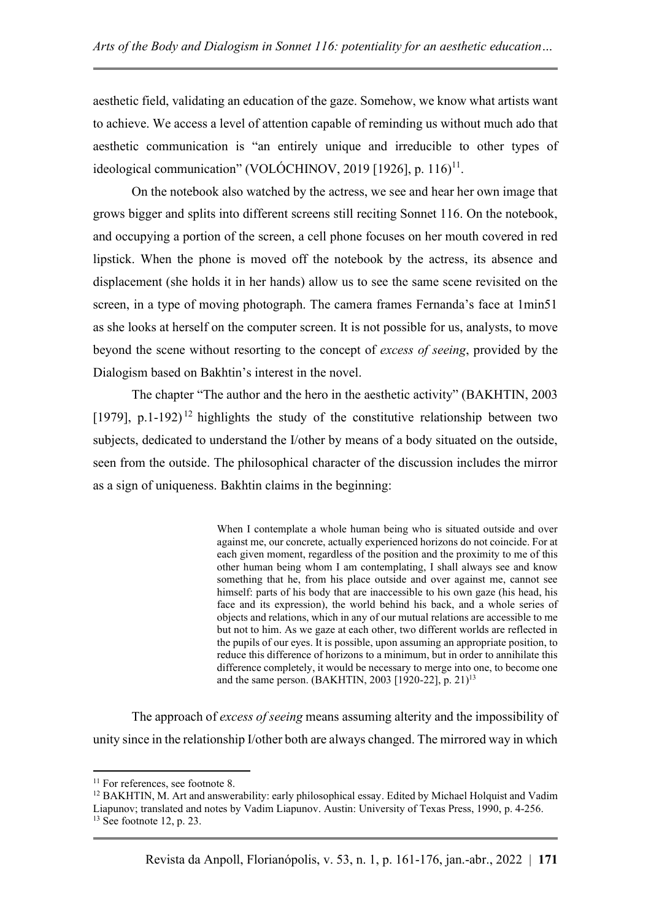aesthetic field, validating an education of the gaze. Somehow, we know what artists want to achieve. We access a level of attention capable of reminding us without much ado that aesthetic communication is "an entirely unique and irreducible to other types of ideological communication" (VOLÓCHINOV, 2019 [1926], p. 116)[11].

On the notebook also watched by the actress, we see and hear her own image that grows bigger and splits into different screens still reciting Sonnet 116. On the notebook, and occupying a portion of the screen, a cell phone focuses on her mouth covered in red lipstick. When the phone is moved off the notebook by the actress, its absence and displacement (she holds it in her hands) allow us to see the same scene revisited on the screen, in a type of moving photograph. The camera frames Fernanda's face at 1min51 as she looks at herself on the computer screen. It is not possible for us, analysts, to move beyond the scene without resorting to the concept of *excess of seeing*, provided by the Dialogism based on Bakhtin's interest in the novel.

The chapter "The author and the hero in the aesthetic activity" (BAKHTIN, 2003 [1979], p.1-192)[12] highlights the study of the constitutive relationship between two subjects, dedicated to understand the I/other by means of a body situated on the outside, seen from the outside. The philosophical character of the discussion includes the mirror as a sign of uniqueness. Bakhtin claims in the beginning:

> When I contemplate a whole human being who is situated outside and over against me, our concrete, actually experienced horizons do not coincide. For at each given moment, regardless of the position and the proximity to me of this other human being whom I am contemplating, I shall always see and know something that he, from his place outside and over against me, cannot see himself: parts of his body that are inaccessible to his own gaze (his head, his face and its expression), the world behind his back, and a whole series of objects and relations, which in any of our mutual relations are accessible to me but not to him. As we gaze at each other, two different worlds are reflected in the pupils of our eyes. It is possible, upon assuming an appropriate position, to reduce this difference of horizons to a minimum, but in order to annihilate this difference completely, it would be necessary to merge into one, to become one and the same person. (BAKHTIN, 2003 [1920-22], p. 21)[13]

The approach of *excess of seeing* means assuming alterity and the impossibility of unity since in the relationship I/other both are always changed. The mirrored way in which

---

[11] For references, see footnote 8.

[12] BAKHTIN, M. Art and answerability: early philosophical essay. Edited by Michael Holquist and Vadim Liapunov; translated and notes by Vadim Liapunov. Austin: University of Texas Press, 1990, p. 4-256.

[13] See footnote 12, p. 23.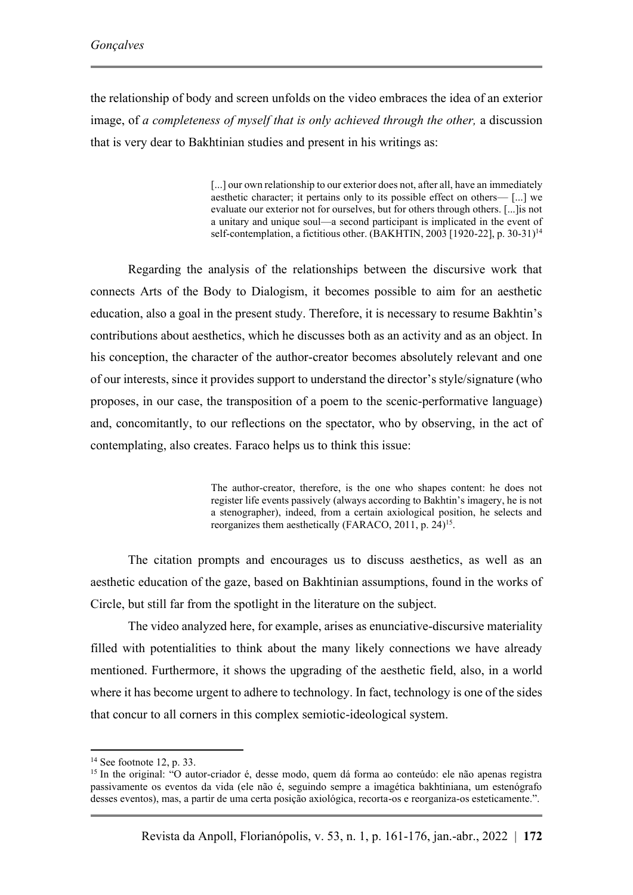the relationship of body and screen unfolds on the video embraces the idea of an exterior image, of *a completeness of myself that is only achieved through the other,* a discussion that is very dear to Bakhtinian studies and present in his writings as:

> [...] our own relationship to our exterior does not, after all, have an immediately aesthetic character; it pertains only to its possible effect on others— [...] we evaluate our exterior not for ourselves, but for others through others. [...]is not a unitary and unique soul—a second participant is implicated in the event of self-contemplation, a fictitious other. (BAKHTIN, 2003 [1920-22], p. 30-31)[14]

Regarding the analysis of the relationships between the discursive work that connects Arts of the Body to Dialogism, it becomes possible to aim for an aesthetic education, also a goal in the present study. Therefore, it is necessary to resume Bakhtin's contributions about aesthetics, which he discusses both as an activity and as an object. In his conception, the character of the author-creator becomes absolutely relevant and one of our interests, since it provides support to understand the director's style/signature (who proposes, in our case, the transposition of a poem to the scenic-performative language) and, concomitantly, to our reflections on the spectator, who by observing, in the act of contemplating, also creates. Faraco helps us to think this issue:

> The author-creator, therefore, is the one who shapes content: he does not register life events passively (always according to Bakhtin's imagery, he is not a stenographer), indeed, from a certain axiological position, he selects and reorganizes them aesthetically (FARACO, 2011, p. 24)[15].

The citation prompts and encourages us to discuss aesthetics, as well as an aesthetic education of the gaze, based on Bakhtinian assumptions, found in the works of Circle, but still far from the spotlight in the literature on the subject.

The video analyzed here, for example, arises as enunciative-discursive materiality filled with potentialities to think about the many likely connections we have already mentioned. Furthermore, it shows the upgrading of the aesthetic field, also, in a world where it has become urgent to adhere to technology. In fact, technology is one of the sides that concur to all corners in this complex semiotic-ideological system.

---

[14] See footnote 12, p. 33.

[15] In the original: "O autor-criador é, desse modo, quem dá forma ao conteúdo: ele não apenas registra passivamente os eventos da vida (ele não é, seguindo sempre a imagética bakhtiniana, um estenógrafo desses eventos), mas, a partir de uma certa posição axiológica, recorta-os e reorganiza-os esteticamente.".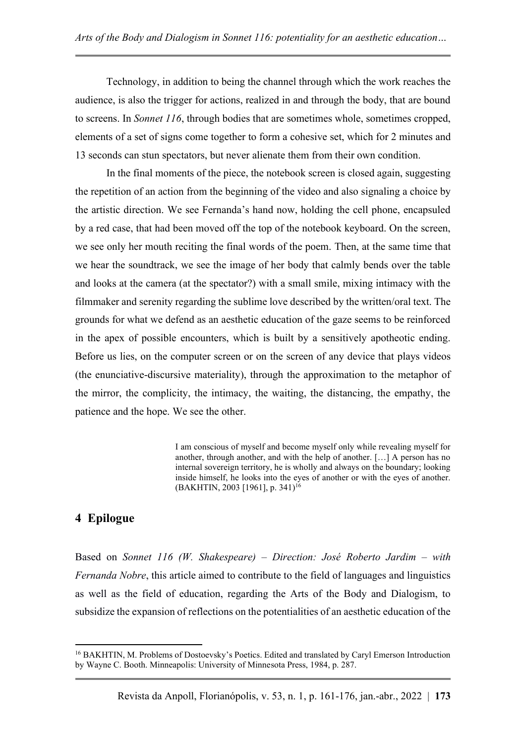Technology, in addition to being the channel through which the work reaches the audience, is also the trigger for actions, realized in and through the body, that are bound to screens. In *Sonnet 116*, through bodies that are sometimes whole, sometimes cropped, elements of a set of signs come together to form a cohesive set, which for 2 minutes and 13 seconds can stun spectators, but never alienate them from their own condition.

In the final moments of the piece, the notebook screen is closed again, suggesting the repetition of an action from the beginning of the video and also signaling a choice by the artistic direction. We see Fernanda's hand now, holding the cell phone, encapsuled by a red case, that had been moved off the top of the notebook keyboard. On the screen, we see only her mouth reciting the final words of the poem. Then, at the same time that we hear the soundtrack, we see the image of her body that calmly bends over the table and looks at the camera (at the spectator?) with a small smile, mixing intimacy with the filmmaker and serenity regarding the sublime love described by the written/oral text. The grounds for what we defend as an aesthetic education of the gaze seems to be reinforced in the apex of possible encounters, which is built by a sensitively apotheotic ending. Before us lies, on the computer screen or on the screen of any device that plays videos (the enunciative-discursive materiality), through the approximation to the metaphor of the mirror, the complicity, the intimacy, the waiting, the distancing, the empathy, the patience and the hope. We see the other.

> I am conscious of myself and become myself only while revealing myself for another, through another, and with the help of another. […] A person has no internal sovereign territory, he is wholly and always on the boundary; looking inside himself, he looks into the eyes of another or with the eyes of another. (BAKHTIN, 2003 [1961], p. 341)[16]

## 4 Epilogue

Based on *Sonnet 116 (W. Shakespeare) – Direction: José Roberto Jardim – with Fernanda Nobre*, this article aimed to contribute to the field of languages and linguistics as well as the field of education, regarding the Arts of the Body and Dialogism, to subsidize the expansion of reflections on the potentialities of an aesthetic education of the

---

[16] BAKHTIN, M. Problems of Dostoevsky's Poetics. Edited and translated by Caryl Emerson Introduction by Wayne C. Booth. Minneapolis: University of Minnesota Press, 1984, p. 287.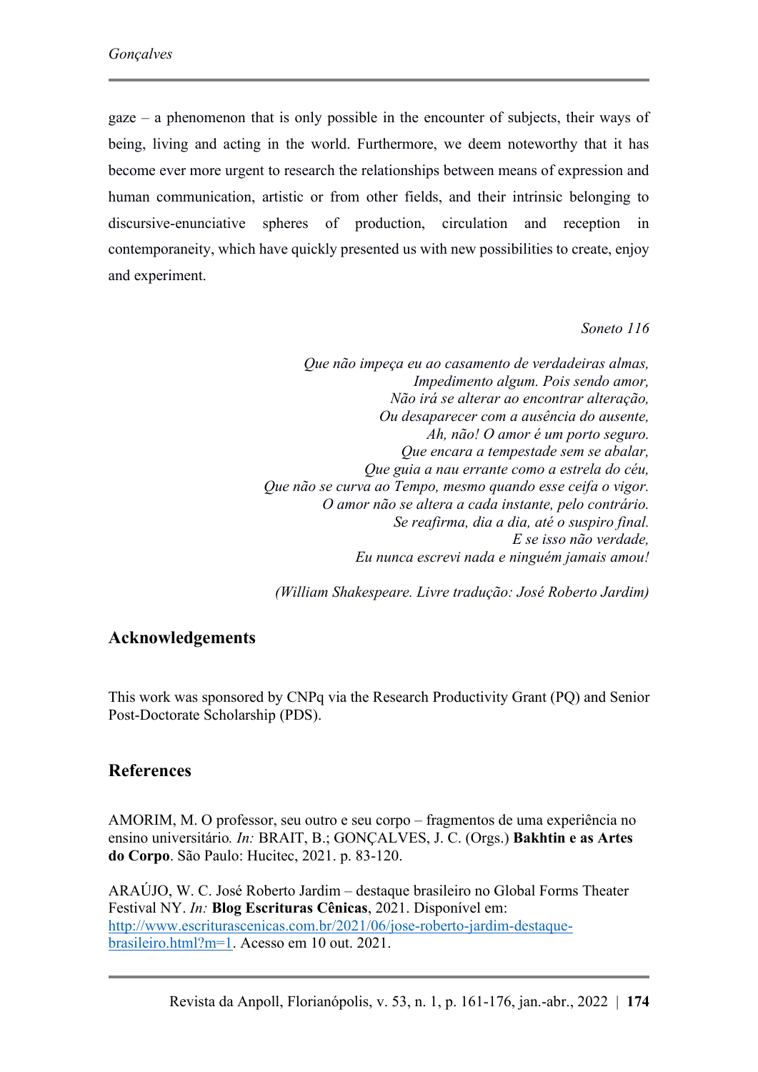gaze – a phenomenon that is only possible in the encounter of subjects, their ways of being, living and acting in the world. Furthermore, we deem noteworthy that it has become ever more urgent to research the relationships between means of expression and human communication, artistic or from other fields, and their intrinsic belonging to discursive-enunciative spheres of production, circulation and reception in contemporaneity, which have quickly presented us with new possibilities to create, enjoy and experiment.

*Soneto 116*

*Que não impeça eu ao casamento de verdadeiras almas,*
*Impedimento algum. Pois sendo amor,*
*Não irá se alterar ao encontrar alteração,*
*Ou desaparecer com a ausência do ausente,*
*Ah, não! O amor é um porto seguro.*
*Que encara a tempestade sem se abalar,*
*Que guia a nau errante como a estrela do céu,*
*Que não se curva ao Tempo, mesmo quando esse ceifa o vigor.*
*O amor não se altera a cada instante, pelo contrário.*
*Se reafirma, dia a dia, até o suspiro final.*
*E se isso não verdade,*
*Eu nunca escrevi nada e ninguém jamais amou!*

*(William Shakespeare. Livre tradução: José Roberto Jardim)*

## Acknowledgements

This work was sponsored by CNPq via the Research Productivity Grant (PQ) and Senior Post-Doctorate Scholarship (PDS).

## References

AMORIM, M. O professor, seu outro e seu corpo – fragmentos de uma experiência no ensino universitário*. In:* BRAIT, B.; GONÇALVES, J. C. (Orgs.) **Bakhtin e as Artes do Corpo**. São Paulo: Hucitec, 2021. p. 83-120.

ARAÚJO, W. C. José Roberto Jardim – destaque brasileiro no Global Forms Theater Festival NY. *In:* **Blog Escrituras Cênicas**, 2021. Disponível em: [http://www.escriturascenicas.com.br/2021/06/jose-roberto-jardim-destaque-brasileiro.html?m=1](http://www.escriturascenicas.com.br/2021/06/jose-roberto-jardim-destaque-brasileiro.html?m=1). Acesso em 10 out. 2021.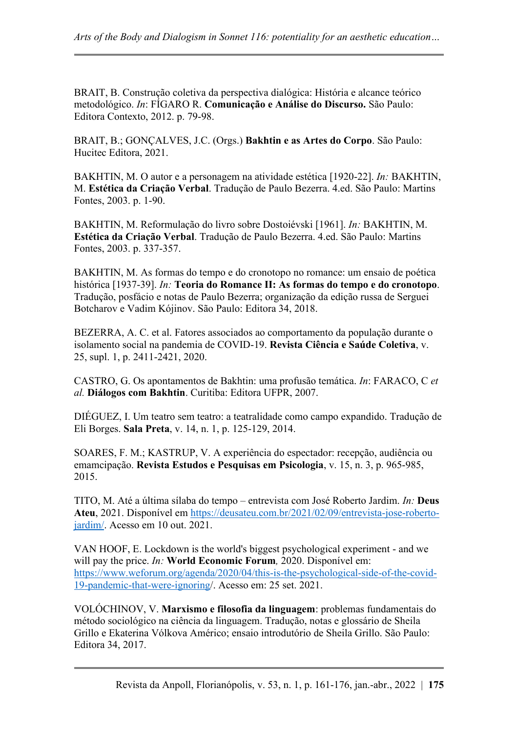BRAIT, B. Construção coletiva da perspectiva dialógica: História e alcance teórico metodológico. *In*: FÍGARO R. **Comunicação e Análise do Discurso.** São Paulo: Editora Contexto, 2012. p. 79-98.

BRAIT, B.; GONÇALVES, J.C. (Orgs.) **Bakhtin e as Artes do Corpo**. São Paulo: Hucitec Editora, 2021.

BAKHTIN, M. O autor e a personagem na atividade estética [1920-22]. *In:* BAKHTIN, M. **Estética da Criação Verbal**. Tradução de Paulo Bezerra. 4.ed. São Paulo: Martins Fontes, 2003. p. 1-90.

BAKHTIN, M. Reformulação do livro sobre Dostoiévski [1961]. *In:* BAKHTIN, M. **Estética da Criação Verbal**. Tradução de Paulo Bezerra. 4.ed. São Paulo: Martins Fontes, 2003. p. 337-357.

BAKHTIN, M. As formas do tempo e do cronotopo no romance: um ensaio de poética histórica [1937-39]. *In:* **Teoria do Romance II: As formas do tempo e do cronotopo**. Tradução, posfácio e notas de Paulo Bezerra; organização da edição russa de Serguei Botcharov e Vadim Kójinov. São Paulo: Editora 34, 2018.

BEZERRA, A. C. et al. Fatores associados ao comportamento da população durante o isolamento social na pandemia de COVID-19. **Revista Ciência e Saúde Coletiva**, v. 25, supl. 1, p. 2411-2421, 2020.

CASTRO, G. Os apontamentos de Bakhtin: uma profusão temática. *In*: FARACO, C *et al.* **Diálogos com Bakhtin**. Curitiba: Editora UFPR, 2007.

DIÉGUEZ, I. Um teatro sem teatro: a teatralidade como campo expandido. Tradução de Eli Borges. **Sala Preta**, v. 14, n. 1, p. 125-129, 2014.

SOARES, F. M.; KASTRUP, V. A experiência do espectador: recepção, audiência ou emamcipação. **Revista Estudos e Pesquisas em Psicologia**, v. 15, n. 3, p. 965-985, 2015.

TITO, M. Até a última sílaba do tempo – entrevista com José Roberto Jardim. *In:* **Deus Ateu**, 2021. Disponível em https://deusateu.com.br/2021/02/09/entrevista-jose-roberto-jardim/. Acesso em 10 out. 2021.

VAN HOOF, E. Lockdown is the world's biggest psychological experiment - and we will pay the price. *In:* **World Economic Forum***,* 2020. Disponível em: https://www.weforum.org/agenda/2020/04/this-is-the-psychological-side-of-the-covid-19-pandemic-that-were-ignoring/. Acesso em: 25 set. 2021.

VOLÓCHINOV, V. **Marxismo e filosofia da linguagem**: problemas fundamentais do método sociológico na ciência da linguagem. Tradução, notas e glossário de Sheila Grillo e Ekaterina Vólkova Américo; ensaio introdutório de Sheila Grillo. São Paulo: Editora 34, 2017.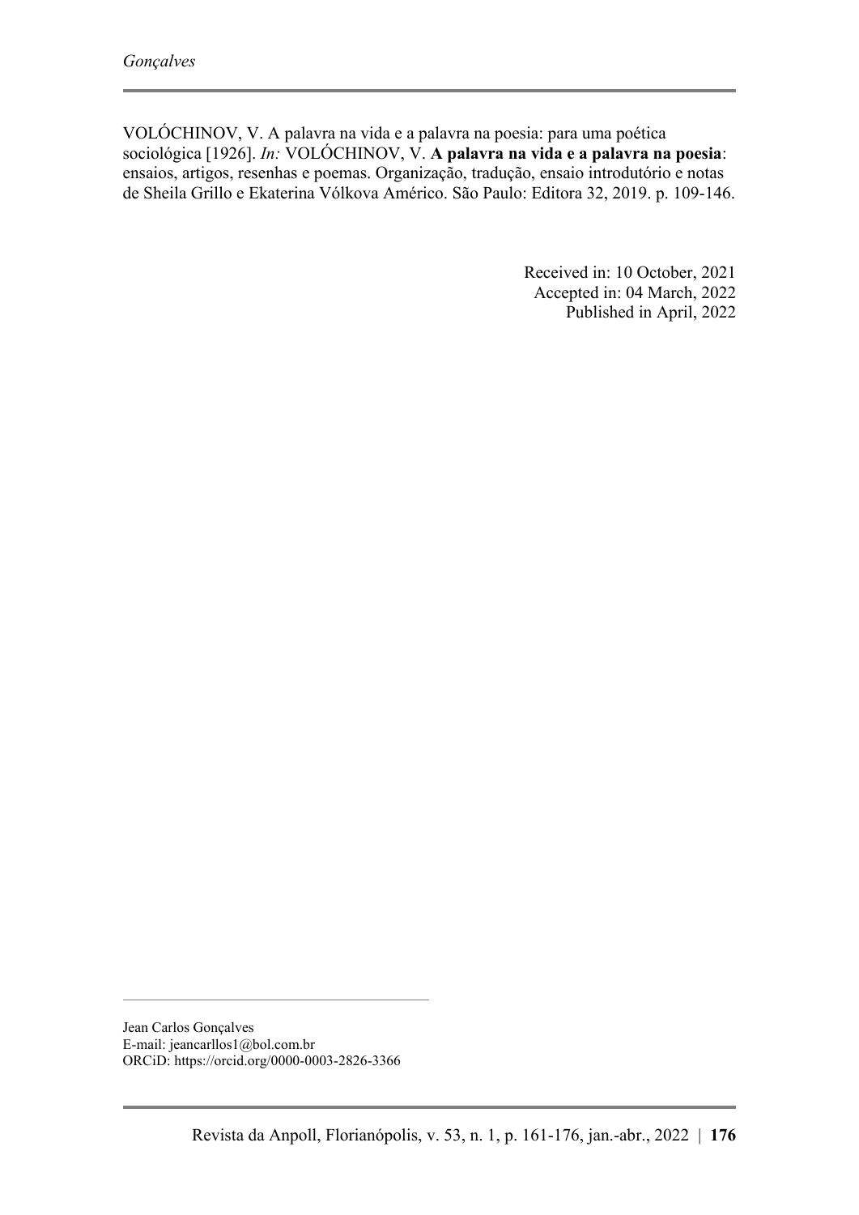VOLÓCHINOV, V. A palavra na vida e a palavra na poesia: para uma poética sociológica [1926]. *In:* VOLÓCHINOV, V. **A palavra na vida e a palavra na poesia**: ensaios, artigos, resenhas e poemas. Organização, tradução, ensaio introdutório e notas de Sheila Grillo e Ekaterina Vólkova Américo. São Paulo: Editora 32, 2019. p. 109-146.

Received in: 10 October, 2021
Accepted in: 04 March, 2022
Published in April, 2022

---

Jean Carlos Gonçalves
E-mail: jeancarllos1@bol.com.br
ORCiD: https://orcid.org/0000-0003-2826-3366